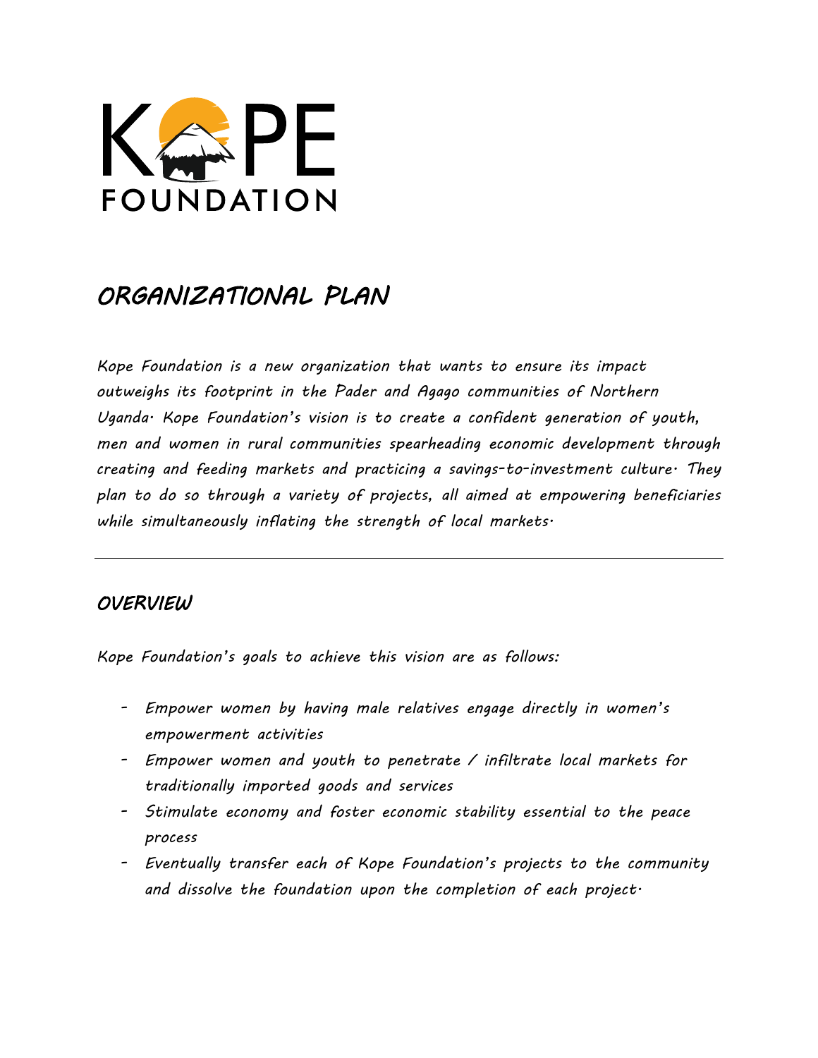# KOPE FOUNDATION

## *ORGANIZATIONAL PLAN*

*Kope Foundation is a new organization that wants to ensure its impact outweighs its footprint in the Pader and Agago communities of Northern Uganda. Kope Foundation's vision is to create a confident generation of youth, men and women in rural communities spearheading economic development through creating and feeding markets and practicing a savings-to-investment culture. They plan to do so through a variety of projects, all aimed at empowering beneficiaries while simultaneously inflating the strength of local markets.*

---

## *OVERVIEW*

*Kope Foundation's goals to achieve this vision are as follows:*

- *Empower women by having male relatives engage directly in women's empowerment activities*
- *Empower women and youth to penetrate / infiltrate local markets for traditionally imported goods and services*
- *Stimulate economy and foster economic stability essential to the peace process*
- *Eventually transfer each of Kope Foundation's projects to the community and dissolve the foundation upon the completion of each project.*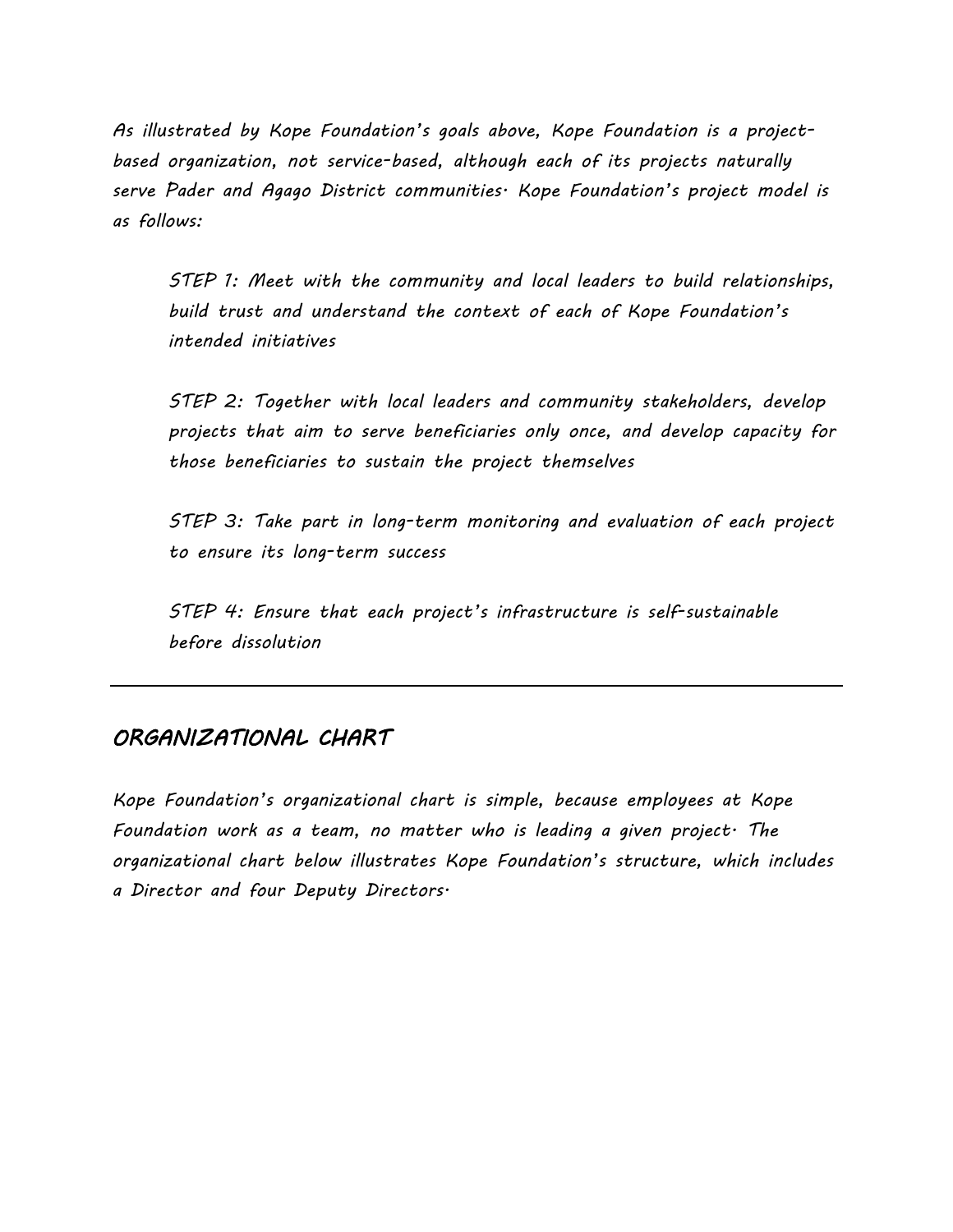As illustrated by Kope Foundation's goals above, Kope Foundation is a project-based organization, not service-based, although each of its projects naturally serve Pader and Agago District communities. Kope Foundation's project model is as follows:

STEP 1: Meet with the community and local leaders to build relationships, build trust and understand the context of each of Kope Foundation's intended initiatives

STEP 2: Together with local leaders and community stakeholders, develop projects that aim to serve beneficiaries only once, and develop capacity for those beneficiaries to sustain the project themselves

STEP 3: Take part in long-term monitoring and evaluation of each project to ensure its long-term success

STEP 4: Ensure that each project's infrastructure is self-sustainable before dissolution

---

## ORGANIZATIONAL CHART

Kope Foundation's organizational chart is simple, because employees at Kope Foundation work as a team, no matter who is leading a given project. The organizational chart below illustrates Kope Foundation's structure, which includes a Director and four Deputy Directors.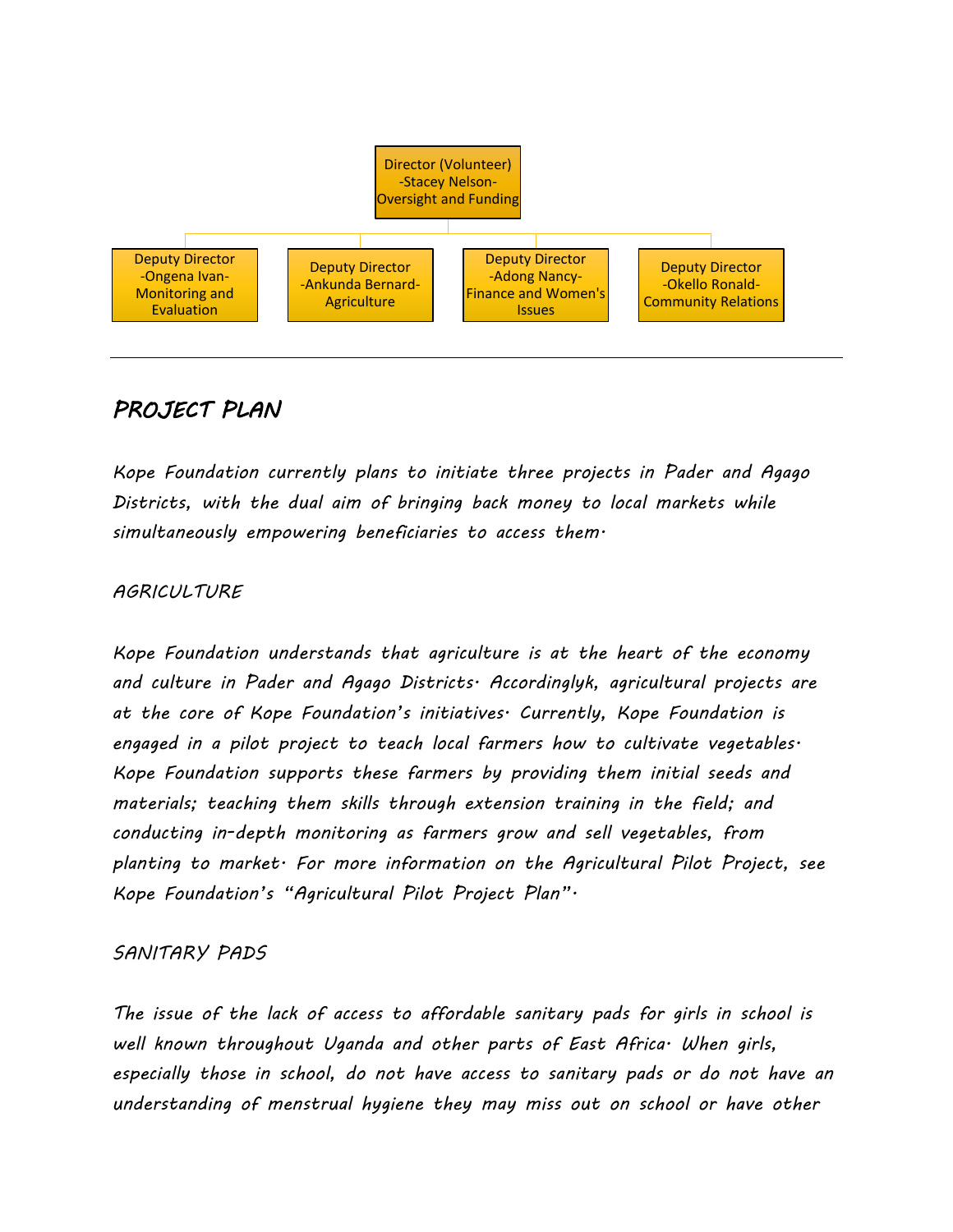Director (Volunteer)
-Stacey Nelson-
Oversight and Funding

| Deputy Director -Ongena Ivan- Monitoring and Evaluation | Deputy Director -Ankunda Bernard- Agriculture | Deputy Director -Adong Nancy- Finance and Women's Issues | Deputy Director -Okello Ronald- Community Relations |
|---|---|---|---|

---

## PROJECT PLAN

*Kope Foundation currently plans to initiate three projects in Pader and Agago Districts, with the dual aim of bringing back money to local markets while simultaneously empowering beneficiaries to access them.*

### AGRICULTURE

*Kope Foundation understands that agriculture is at the heart of the economy and culture in Pader and Agago Districts. Accordinglyk, agricultural projects are at the core of Kope Foundation's initiatives. Currently, Kope Foundation is engaged in a pilot project to teach local farmers how to cultivate vegetables. Kope Foundation supports these farmers by providing them initial seeds and materials; teaching them skills through extension training in the field; and conducting in-depth monitoring as farmers grow and sell vegetables, from planting to market. For more information on the Agricultural Pilot Project, see Kope Foundation's "Agricultural Pilot Project Plan".*

### SANITARY PADS

*The issue of the lack of access to affordable sanitary pads for girls in school is well known throughout Uganda and other parts of East Africa. When girls, especially those in school, do not have access to sanitary pads or do not have an understanding of menstrual hygiene they may miss out on school or have other*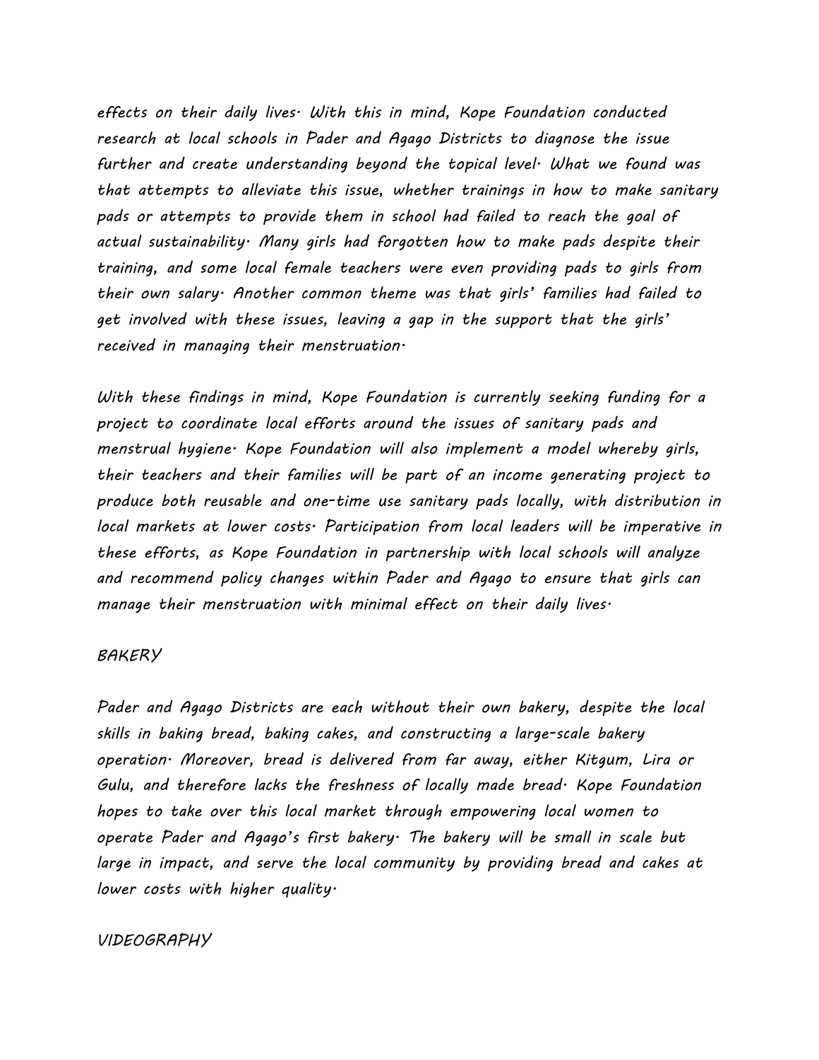effects on their daily lives. With this in mind, Kope Foundation conducted research at local schools in Pader and Agago Districts to diagnose the issue further and create understanding beyond the topical level. What we found was that attempts to alleviate this issue, whether trainings in how to make sanitary pads or attempts to provide them in school had failed to reach the goal of actual sustainability. Many girls had forgotten how to make pads despite their training, and some local female teachers were even providing pads to girls from their own salary. Another common theme was that girls' families had failed to get involved with these issues, leaving a gap in the support that the girls' received in managing their menstruation.

With these findings in mind, Kope Foundation is currently seeking funding for a project to coordinate local efforts around the issues of sanitary pads and menstrual hygiene. Kope Foundation will also implement a model whereby girls, their teachers and their families will be part of an income generating project to produce both reusable and one-time use sanitary pads locally, with distribution in local markets at lower costs. Participation from local leaders will be imperative in these efforts, as Kope Foundation in partnership with local schools will analyze and recommend policy changes within Pader and Agago to ensure that girls can manage their menstruation with minimal effect on their daily lives.

## BAKERY

Pader and Agago Districts are each without their own bakery, despite the local skills in baking bread, baking cakes, and constructing a large-scale bakery operation. Moreover, bread is delivered from far away, either Kitgum, Lira or Gulu, and therefore lacks the freshness of locally made bread. Kope Foundation hopes to take over this local market through empowering local women to operate Pader and Agago's first bakery. The bakery will be small in scale but large in impact, and serve the local community by providing bread and cakes at lower costs with higher quality.

## VIDEOGRAPHY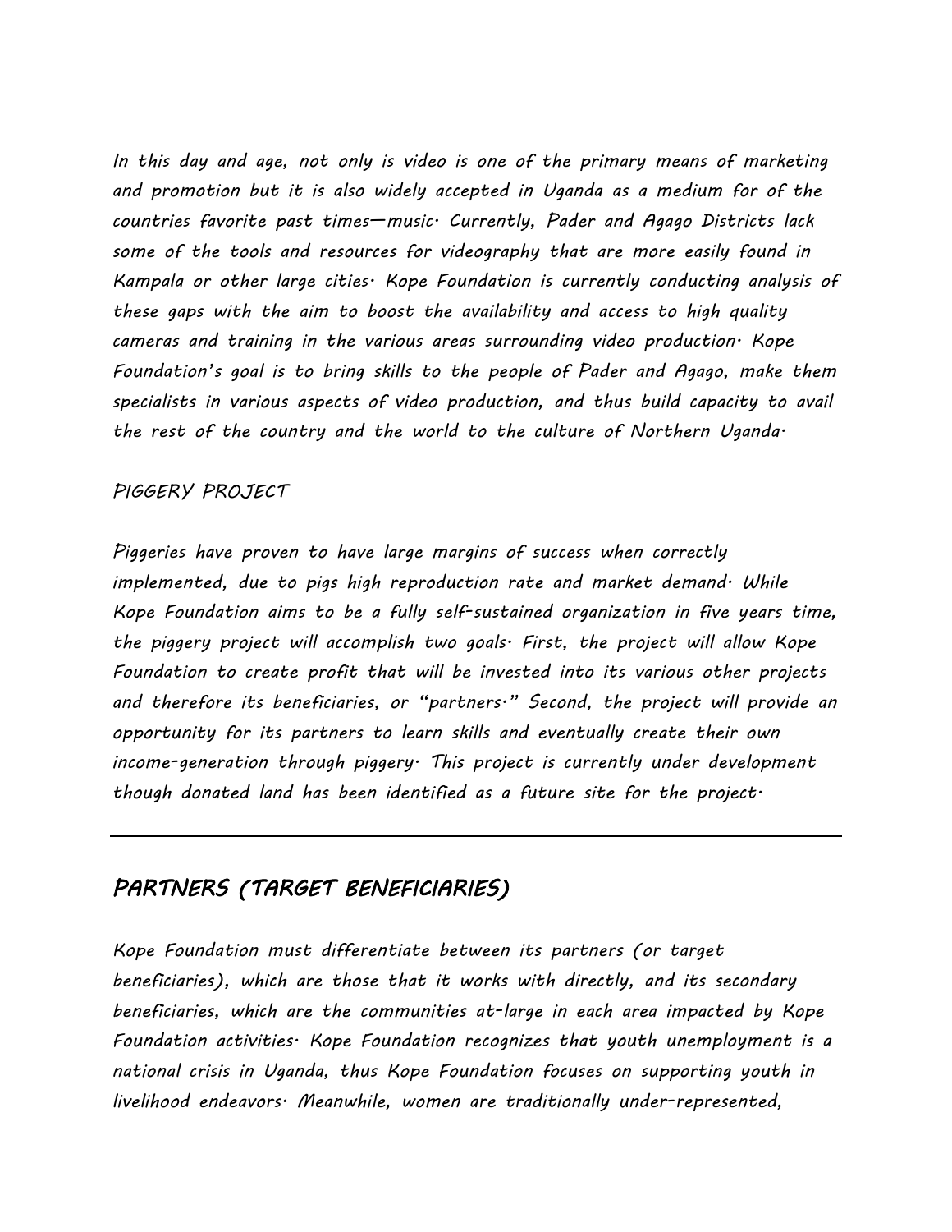In this day and age, not only is video is one of the primary means of marketing and promotion but it is also widely accepted in Uganda as a medium for of the countries favorite past times—music. Currently, Pader and Agago Districts lack some of the tools and resources for videography that are more easily found in Kampala or other large cities. Kope Foundation is currently conducting analysis of these gaps with the aim to boost the availability and access to high quality cameras and training in the various areas surrounding video production. Kope Foundation's goal is to bring skills to the people of Pader and Agago, make them specialists in various aspects of video production, and thus build capacity to avail the rest of the country and the world to the culture of Northern Uganda.

PIGGERY PROJECT

Piggeries have proven to have large margins of success when correctly implemented, due to pigs high reproduction rate and market demand. While Kope Foundation aims to be a fully self-sustained organization in five years time, the piggery project will accomplish two goals. First, the project will allow Kope Foundation to create profit that will be invested into its various other projects and therefore its beneficiaries, or "partners." Second, the project will provide an opportunity for its partners to learn skills and eventually create their own income-generation through piggery. This project is currently under development though donated land has been identified as a future site for the project.

---

## PARTNERS (TARGET BENEFICIARIES)

Kope Foundation must differentiate between its partners (or target beneficiaries), which are those that it works with directly, and its secondary beneficiaries, which are the communities at-large in each area impacted by Kope Foundation activities. Kope Foundation recognizes that youth unemployment is a national crisis in Uganda, thus Kope Foundation focuses on supporting youth in livelihood endeavors. Meanwhile, women are traditionally under-represented,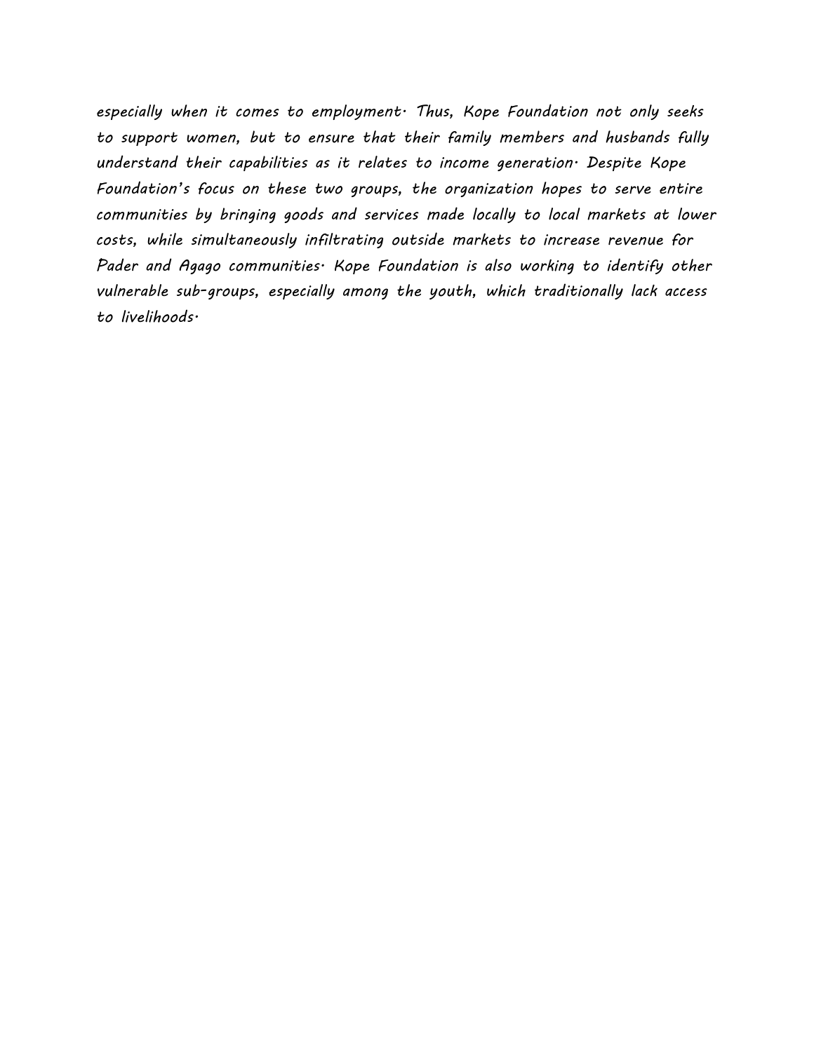especially when it comes to employment. Thus, Kope Foundation not only seeks to support women, but to ensure that their family members and husbands fully understand their capabilities as it relates to income generation. Despite Kope Foundation's focus on these two groups, the organization hopes to serve entire communities by bringing goods and services made locally to local markets at lower costs, while simultaneously infiltrating outside markets to increase revenue for Pader and Agago communities. Kope Foundation is also working to identify other vulnerable sub-groups, especially among the youth, which traditionally lack access to livelihoods.